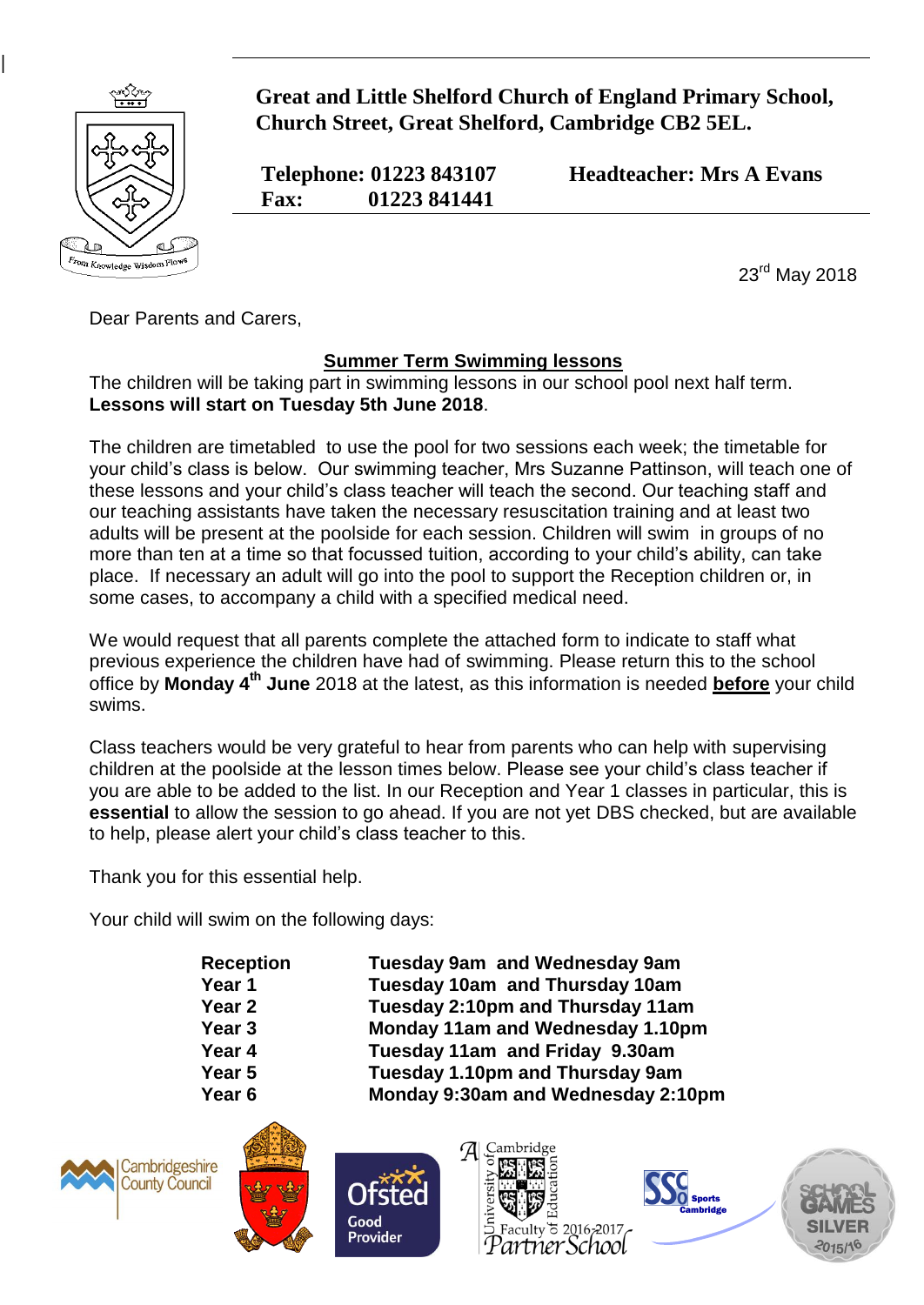**Great and Little Shelford Church of England Primary School, Church Street, Great Shelford, Cambridge CB2 5EL.**

**Telephone: 01223 843107** **Headteacher: Mrs A Evans**
**Fax: 01223 841441**

From Knowledge Wisdom Flows

23rd May 2018

Dear Parents and Carers,

## Summer Term Swimming lessons

The children will be taking part in swimming lessons in our school pool next half term. **Lessons will start on Tuesday 5th June 2018**.

The children are timetabled to use the pool for two sessions each week; the timetable for your child's class is below. Our swimming teacher, Mrs Suzanne Pattinson, will teach one of these lessons and your child's class teacher will teach the second. Our teaching staff and our teaching assistants have taken the necessary resuscitation training and at least two adults will be present at the poolside for each session. Children will swim in groups of no more than ten at a time so that focussed tuition, according to your child's ability, can take place. If necessary an adult will go into the pool to support the Reception children or, in some cases, to accompany a child with a specified medical need.

We would request that all parents complete the attached form to indicate to staff what previous experience the children have had of swimming. Please return this to the school office by **Monday 4th June** 2018 at the latest, as this information is needed **before** your child swims.

Class teachers would be very grateful to hear from parents who can help with supervising children at the poolside at the lesson times below. Please see your child's class teacher if you are able to be added to the list. In our Reception and Year 1 classes in particular, this is **essential** to allow the session to go ahead. If you are not yet DBS checked, but are available to help, please alert your child's class teacher to this.

Thank you for this essential help.

Your child will swim on the following days:

| | |
|---|---|
| **Reception** | **Tuesday 9am and Wednesday 9am** |
| **Year 1** | **Tuesday 10am and Thursday 10am** |
| **Year 2** | **Tuesday 2:10pm and Thursday 11am** |
| **Year 3** | **Monday 11am and Wednesday 1.10pm** |
| **Year 4** | **Tuesday 11am and Friday 9.30am** |
| **Year 5** | **Tuesday 1.10pm and Thursday 9am** |
| **Year 6** | **Monday 9:30am and Wednesday 2:10pm** |

Cambridgeshire County Council · Ofsted Good Provider · University of Cambridge Faculty of Education Partner School 2016-2017 · SSCo Sports Cambridge · School Games Silver 2015/16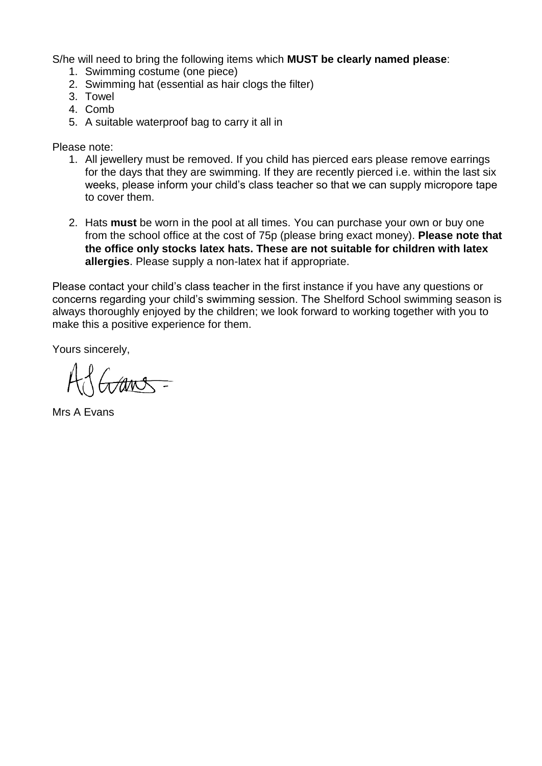S/he will need to bring the following items which **MUST be clearly named please**:

1. Swimming costume (one piece)
2. Swimming hat (essential as hair clogs the filter)
3. Towel
4. Comb
5. A suitable waterproof bag to carry it all in

Please note:

1. All jewellery must be removed. If you child has pierced ears please remove earrings for the days that they are swimming. If they are recently pierced i.e. within the last six weeks, please inform your child's class teacher so that we can supply micropore tape to cover them.

2. Hats **must** be worn in the pool at all times. You can purchase your own or buy one from the school office at the cost of 75p (please bring exact money). **Please note that the office only stocks latex hats. These are not suitable for children with latex allergies**. Please supply a non-latex hat if appropriate.

Please contact your child's class teacher in the first instance if you have any questions or concerns regarding your child's swimming session. The Shelford School swimming season is always thoroughly enjoyed by the children; we look forward to working together with you to make this a positive experience for them.

Yours sincerely,

AJ Evans

Mrs A Evans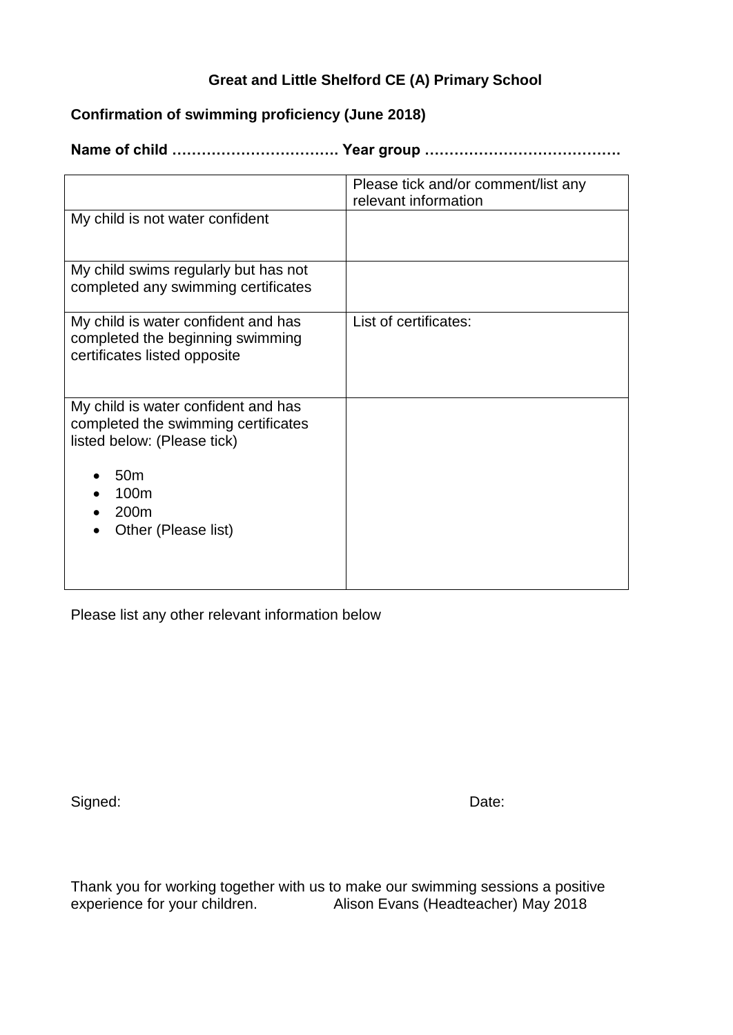**Great and Little Shelford CE (A) Primary School**

**Confirmation of swimming proficiency (June 2018)**

**Name of child ……………………………. Year group …………………………………**

| | Please tick and/or comment/list any relevant information |
|---|---|
| My child is not water confident | |
| My child swims regularly but has not completed any swimming certificates | |
| My child is water confident and has completed the beginning swimming certificates listed opposite | List of certificates: |
| My child is water confident and has completed the swimming certificates listed below: (Please tick)<br>• 50m<br>• 100m<br>• 200m<br>• Other (Please list) | |

Please list any other relevant information below

Signed: Date:

Thank you for working together with us to make our swimming sessions a positive experience for your children. Alison Evans (Headteacher) May 2018